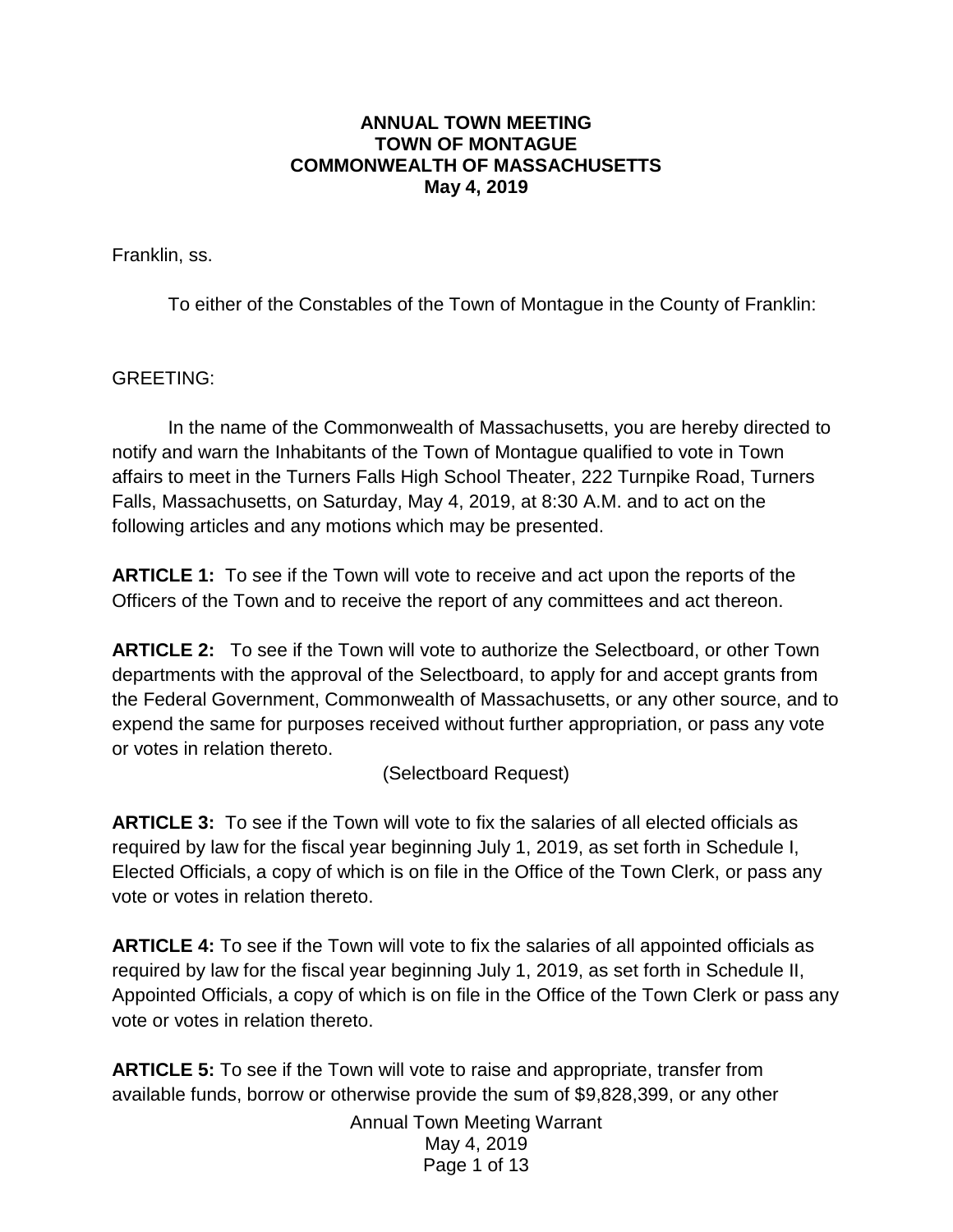# ANNUAL TOWN MEETING
# TOWN OF MONTAGUE
# COMMONWEALTH OF MASSACHUSETTS
# May 4, 2019

Franklin, ss.

To either of the Constables of the Town of Montague in the County of Franklin:

GREETING:

In the name of the Commonwealth of Massachusetts, you are hereby directed to notify and warn the Inhabitants of the Town of Montague qualified to vote in Town affairs to meet in the Turners Falls High School Theater, 222 Turnpike Road, Turners Falls, Massachusetts, on Saturday, May 4, 2019, at 8:30 A.M. and to act on the following articles and any motions which may be presented.

**ARTICLE 1:** To see if the Town will vote to receive and act upon the reports of the Officers of the Town and to receive the report of any committees and act thereon.

**ARTICLE 2:** To see if the Town will vote to authorize the Selectboard, or other Town departments with the approval of the Selectboard, to apply for and accept grants from the Federal Government, Commonwealth of Massachusetts, or any other source, and to expend the same for purposes received without further appropriation, or pass any vote or votes in relation thereto.

(Selectboard Request)

**ARTICLE 3:** To see if the Town will vote to fix the salaries of all elected officials as required by law for the fiscal year beginning July 1, 2019, as set forth in Schedule I, Elected Officials, a copy of which is on file in the Office of the Town Clerk, or pass any vote or votes in relation thereto.

**ARTICLE 4:** To see if the Town will vote to fix the salaries of all appointed officials as required by law for the fiscal year beginning July 1, 2019, as set forth in Schedule II, Appointed Officials, a copy of which is on file in the Office of the Town Clerk or pass any vote or votes in relation thereto.

**ARTICLE 5:** To see if the Town will vote to raise and appropriate, transfer from available funds, borrow or otherwise provide the sum of $9,828,399, or any other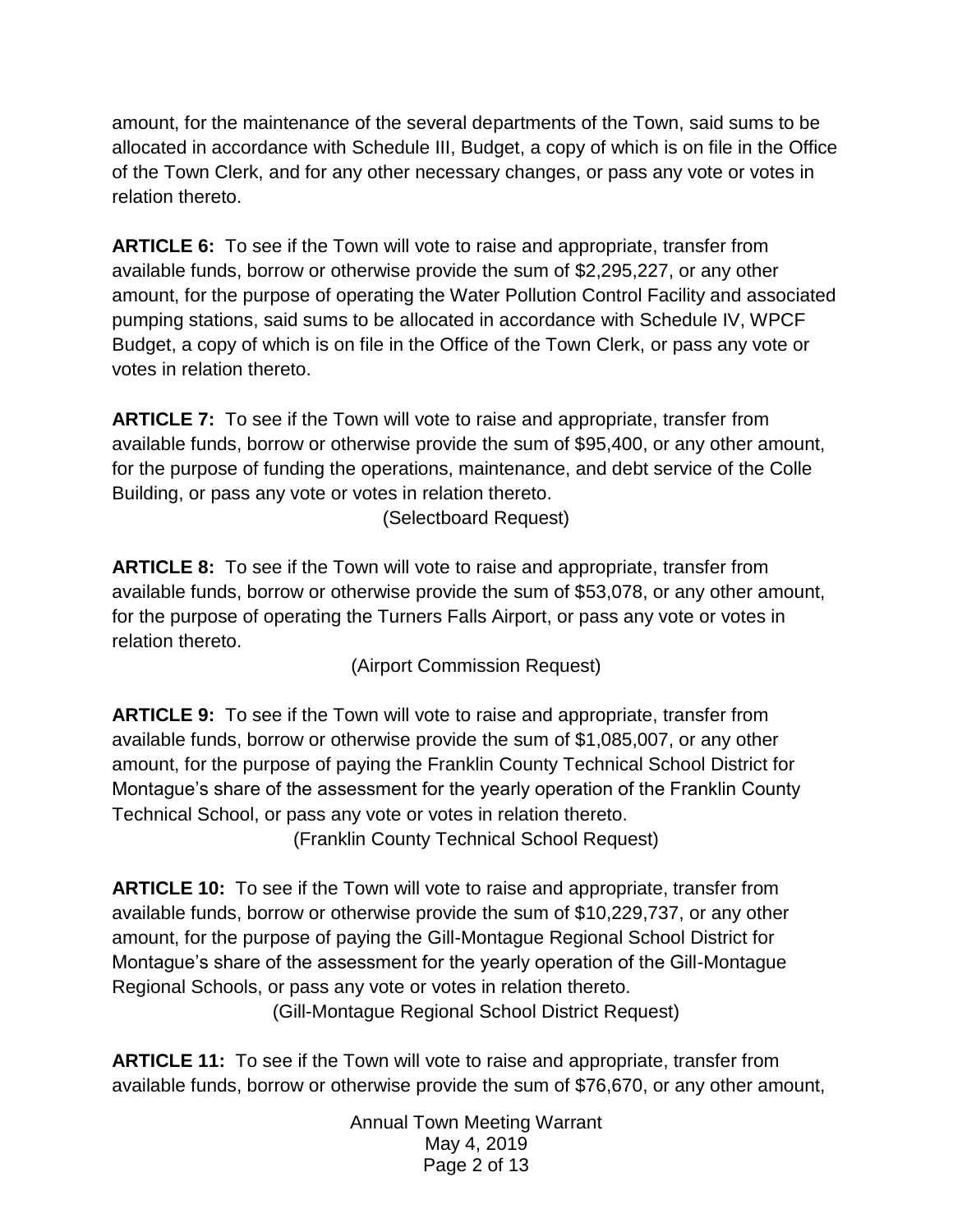amount, for the maintenance of the several departments of the Town, said sums to be allocated in accordance with Schedule III, Budget, a copy of which is on file in the Office of the Town Clerk, and for any other necessary changes, or pass any vote or votes in relation thereto.

**ARTICLE 6:** To see if the Town will vote to raise and appropriate, transfer from available funds, borrow or otherwise provide the sum of $2,295,227, or any other amount, for the purpose of operating the Water Pollution Control Facility and associated pumping stations, said sums to be allocated in accordance with Schedule IV, WPCF Budget, a copy of which is on file in the Office of the Town Clerk, or pass any vote or votes in relation thereto.

**ARTICLE 7:** To see if the Town will vote to raise and appropriate, transfer from available funds, borrow or otherwise provide the sum of $95,400, or any other amount, for the purpose of funding the operations, maintenance, and debt service of the Colle Building, or pass any vote or votes in relation thereto.

(Selectboard Request)

**ARTICLE 8:** To see if the Town will vote to raise and appropriate, transfer from available funds, borrow or otherwise provide the sum of $53,078, or any other amount, for the purpose of operating the Turners Falls Airport, or pass any vote or votes in relation thereto.

(Airport Commission Request)

**ARTICLE 9:** To see if the Town will vote to raise and appropriate, transfer from available funds, borrow or otherwise provide the sum of $1,085,007, or any other amount, for the purpose of paying the Franklin County Technical School District for Montague's share of the assessment for the yearly operation of the Franklin County Technical School, or pass any vote or votes in relation thereto.

(Franklin County Technical School Request)

**ARTICLE 10:** To see if the Town will vote to raise and appropriate, transfer from available funds, borrow or otherwise provide the sum of $10,229,737, or any other amount, for the purpose of paying the Gill-Montague Regional School District for Montague's share of the assessment for the yearly operation of the Gill-Montague Regional Schools, or pass any vote or votes in relation thereto.

(Gill-Montague Regional School District Request)

**ARTICLE 11:** To see if the Town will vote to raise and appropriate, transfer from available funds, borrow or otherwise provide the sum of $76,670, or any other amount,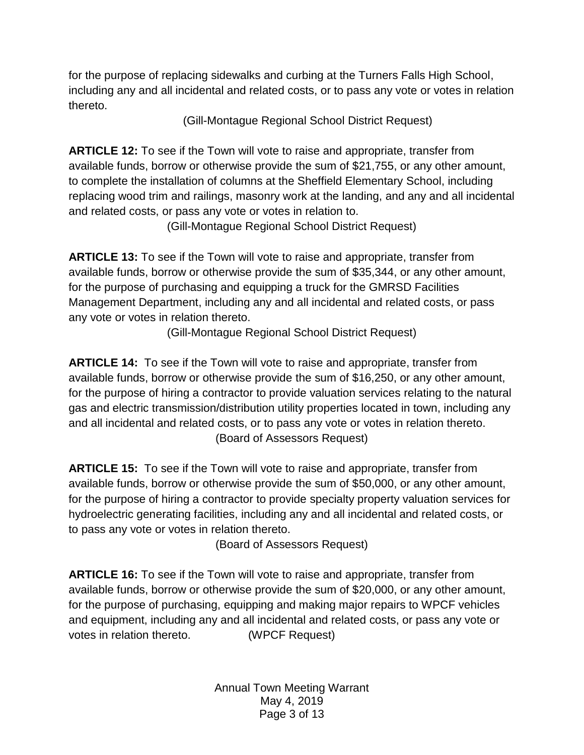for the purpose of replacing sidewalks and curbing at the Turners Falls High School, including any and all incidental and related costs, or to pass any vote or votes in relation thereto.

(Gill-Montague Regional School District Request)

**ARTICLE 12:** To see if the Town will vote to raise and appropriate, transfer from available funds, borrow or otherwise provide the sum of $21,755, or any other amount, to complete the installation of columns at the Sheffield Elementary School, including replacing wood trim and railings, masonry work at the landing, and any and all incidental and related costs, or pass any vote or votes in relation to.

(Gill-Montague Regional School District Request)

**ARTICLE 13:** To see if the Town will vote to raise and appropriate, transfer from available funds, borrow or otherwise provide the sum of $35,344, or any other amount, for the purpose of purchasing and equipping a truck for the GMRSD Facilities Management Department, including any and all incidental and related costs, or pass any vote or votes in relation thereto.

(Gill-Montague Regional School District Request)

**ARTICLE 14:** To see if the Town will vote to raise and appropriate, transfer from available funds, borrow or otherwise provide the sum of $16,250, or any other amount, for the purpose of hiring a contractor to provide valuation services relating to the natural gas and electric transmission/distribution utility properties located in town, including any and all incidental and related costs, or to pass any vote or votes in relation thereto.

(Board of Assessors Request)

**ARTICLE 15:** To see if the Town will vote to raise and appropriate, transfer from available funds, borrow or otherwise provide the sum of $50,000, or any other amount, for the purpose of hiring a contractor to provide specialty property valuation services for hydroelectric generating facilities, including any and all incidental and related costs, or to pass any vote or votes in relation thereto.

(Board of Assessors Request)

**ARTICLE 16:** To see if the Town will vote to raise and appropriate, transfer from available funds, borrow or otherwise provide the sum of $20,000, or any other amount, for the purpose of purchasing, equipping and making major repairs to WPCF vehicles and equipment, including any and all incidental and related costs, or pass any vote or votes in relation thereto. (WPCF Request)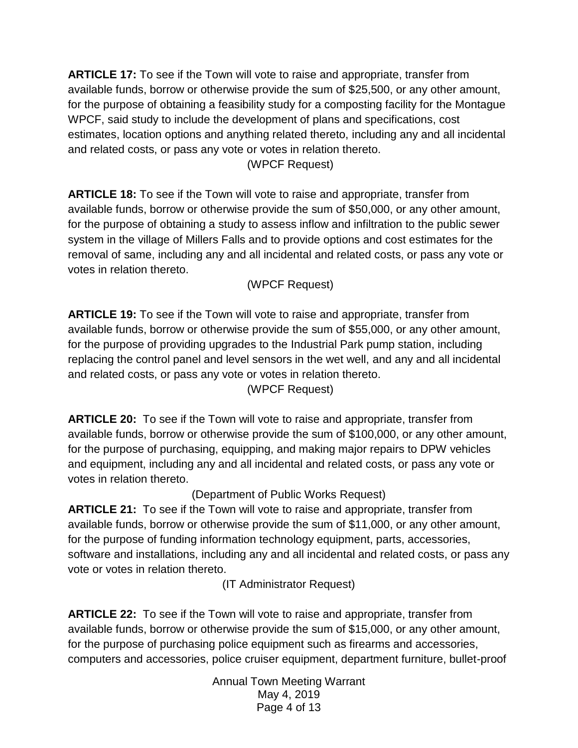**ARTICLE 17:** To see if the Town will vote to raise and appropriate, transfer from available funds, borrow or otherwise provide the sum of $25,500, or any other amount, for the purpose of obtaining a feasibility study for a composting facility for the Montague WPCF, said study to include the development of plans and specifications, cost estimates, location options and anything related thereto, including any and all incidental and related costs, or pass any vote or votes in relation thereto.

(WPCF Request)

**ARTICLE 18:** To see if the Town will vote to raise and appropriate, transfer from available funds, borrow or otherwise provide the sum of $50,000, or any other amount, for the purpose of obtaining a study to assess inflow and infiltration to the public sewer system in the village of Millers Falls and to provide options and cost estimates for the removal of same, including any and all incidental and related costs, or pass any vote or votes in relation thereto.

(WPCF Request)

**ARTICLE 19:** To see if the Town will vote to raise and appropriate, transfer from available funds, borrow or otherwise provide the sum of $55,000, or any other amount, for the purpose of providing upgrades to the Industrial Park pump station, including replacing the control panel and level sensors in the wet well, and any and all incidental and related costs, or pass any vote or votes in relation thereto.

(WPCF Request)

**ARTICLE 20:** To see if the Town will vote to raise and appropriate, transfer from available funds, borrow or otherwise provide the sum of $100,000, or any other amount, for the purpose of purchasing, equipping, and making major repairs to DPW vehicles and equipment, including any and all incidental and related costs, or pass any vote or votes in relation thereto.

(Department of Public Works Request)

**ARTICLE 21:** To see if the Town will vote to raise and appropriate, transfer from available funds, borrow or otherwise provide the sum of $11,000, or any other amount, for the purpose of funding information technology equipment, parts, accessories, software and installations, including any and all incidental and related costs, or pass any vote or votes in relation thereto.

(IT Administrator Request)

**ARTICLE 22:** To see if the Town will vote to raise and appropriate, transfer from available funds, borrow or otherwise provide the sum of $15,000, or any other amount, for the purpose of purchasing police equipment such as firearms and accessories, computers and accessories, police cruiser equipment, department furniture, bullet-proof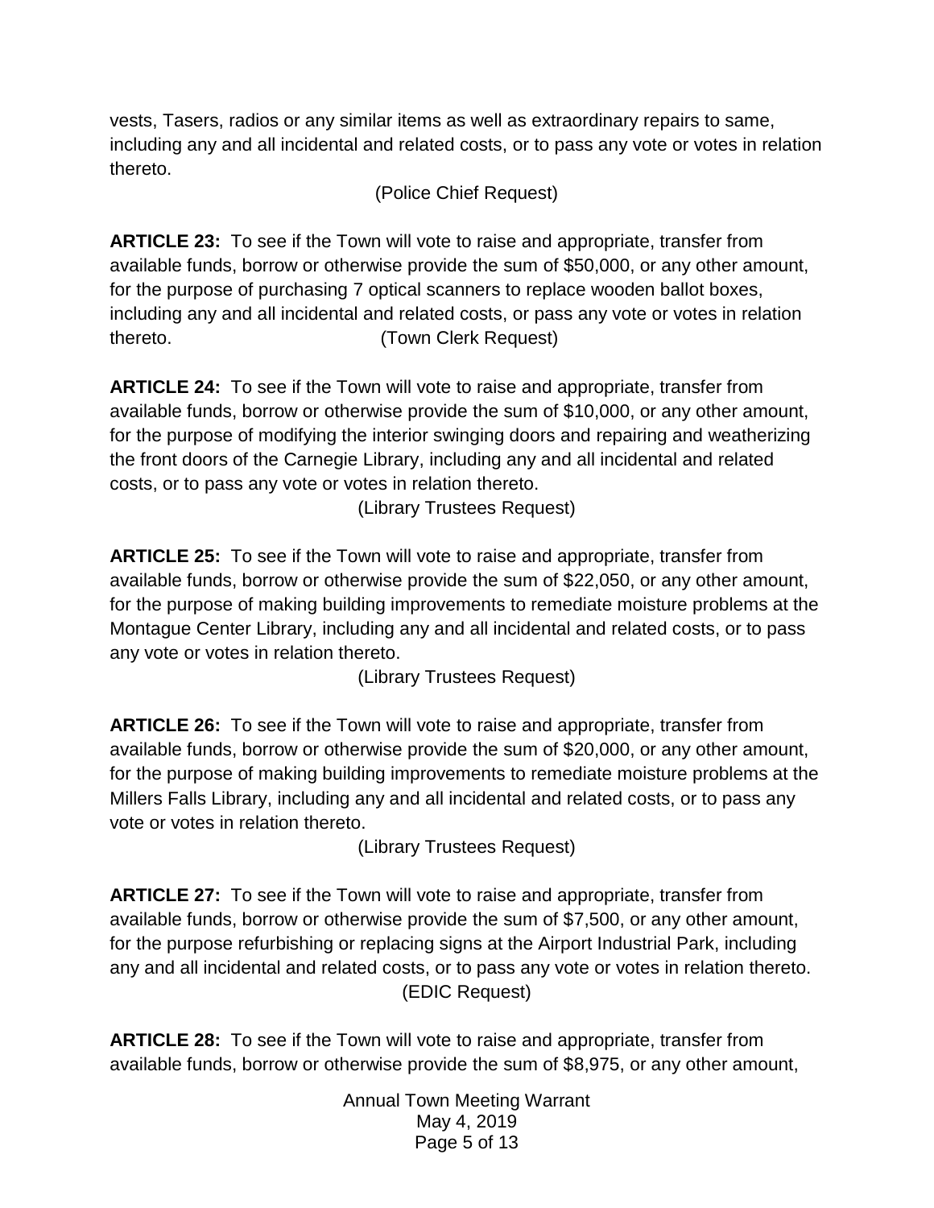vests, Tasers, radios or any similar items as well as extraordinary repairs to same, including any and all incidental and related costs, or to pass any vote or votes in relation thereto.

(Police Chief Request)

**ARTICLE 23:** To see if the Town will vote to raise and appropriate, transfer from available funds, borrow or otherwise provide the sum of $50,000, or any other amount, for the purpose of purchasing 7 optical scanners to replace wooden ballot boxes, including any and all incidental and related costs, or pass any vote or votes in relation thereto. (Town Clerk Request)

**ARTICLE 24:** To see if the Town will vote to raise and appropriate, transfer from available funds, borrow or otherwise provide the sum of $10,000, or any other amount, for the purpose of modifying the interior swinging doors and repairing and weatherizing the front doors of the Carnegie Library, including any and all incidental and related costs, or to pass any vote or votes in relation thereto.

(Library Trustees Request)

**ARTICLE 25:** To see if the Town will vote to raise and appropriate, transfer from available funds, borrow or otherwise provide the sum of $22,050, or any other amount, for the purpose of making building improvements to remediate moisture problems at the Montague Center Library, including any and all incidental and related costs, or to pass any vote or votes in relation thereto.

(Library Trustees Request)

**ARTICLE 26:** To see if the Town will vote to raise and appropriate, transfer from available funds, borrow or otherwise provide the sum of $20,000, or any other amount, for the purpose of making building improvements to remediate moisture problems at the Millers Falls Library, including any and all incidental and related costs, or to pass any vote or votes in relation thereto.

(Library Trustees Request)

**ARTICLE 27:** To see if the Town will vote to raise and appropriate, transfer from available funds, borrow or otherwise provide the sum of $7,500, or any other amount, for the purpose refurbishing or replacing signs at the Airport Industrial Park, including any and all incidental and related costs, or to pass any vote or votes in relation thereto.

(EDIC Request)

**ARTICLE 28:** To see if the Town will vote to raise and appropriate, transfer from available funds, borrow or otherwise provide the sum of $8,975, or any other amount,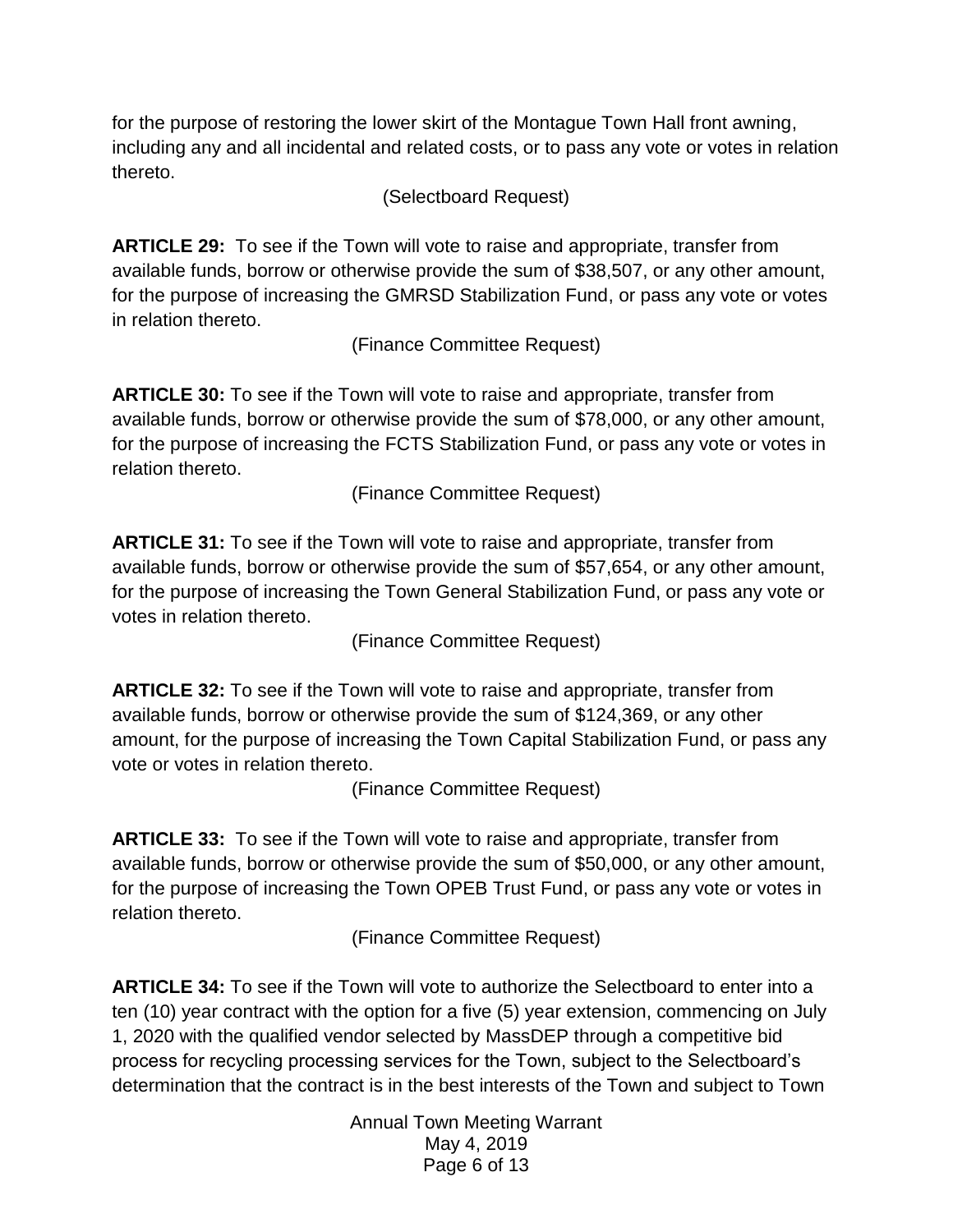for the purpose of restoring the lower skirt of the Montague Town Hall front awning, including any and all incidental and related costs, or to pass any vote or votes in relation thereto.

(Selectboard Request)

**ARTICLE 29:** To see if the Town will vote to raise and appropriate, transfer from available funds, borrow or otherwise provide the sum of $38,507, or any other amount, for the purpose of increasing the GMRSD Stabilization Fund, or pass any vote or votes in relation thereto.

(Finance Committee Request)

**ARTICLE 30:** To see if the Town will vote to raise and appropriate, transfer from available funds, borrow or otherwise provide the sum of $78,000, or any other amount, for the purpose of increasing the FCTS Stabilization Fund, or pass any vote or votes in relation thereto.

(Finance Committee Request)

**ARTICLE 31:** To see if the Town will vote to raise and appropriate, transfer from available funds, borrow or otherwise provide the sum of $57,654, or any other amount, for the purpose of increasing the Town General Stabilization Fund, or pass any vote or votes in relation thereto.

(Finance Committee Request)

**ARTICLE 32:** To see if the Town will vote to raise and appropriate, transfer from available funds, borrow or otherwise provide the sum of $124,369, or any other amount, for the purpose of increasing the Town Capital Stabilization Fund, or pass any vote or votes in relation thereto.

(Finance Committee Request)

**ARTICLE 33:** To see if the Town will vote to raise and appropriate, transfer from available funds, borrow or otherwise provide the sum of $50,000, or any other amount, for the purpose of increasing the Town OPEB Trust Fund, or pass any vote or votes in relation thereto.

(Finance Committee Request)

**ARTICLE 34:** To see if the Town will vote to authorize the Selectboard to enter into a ten (10) year contract with the option for a five (5) year extension, commencing on July 1, 2020 with the qualified vendor selected by MassDEP through a competitive bid process for recycling processing services for the Town, subject to the Selectboard's determination that the contract is in the best interests of the Town and subject to Town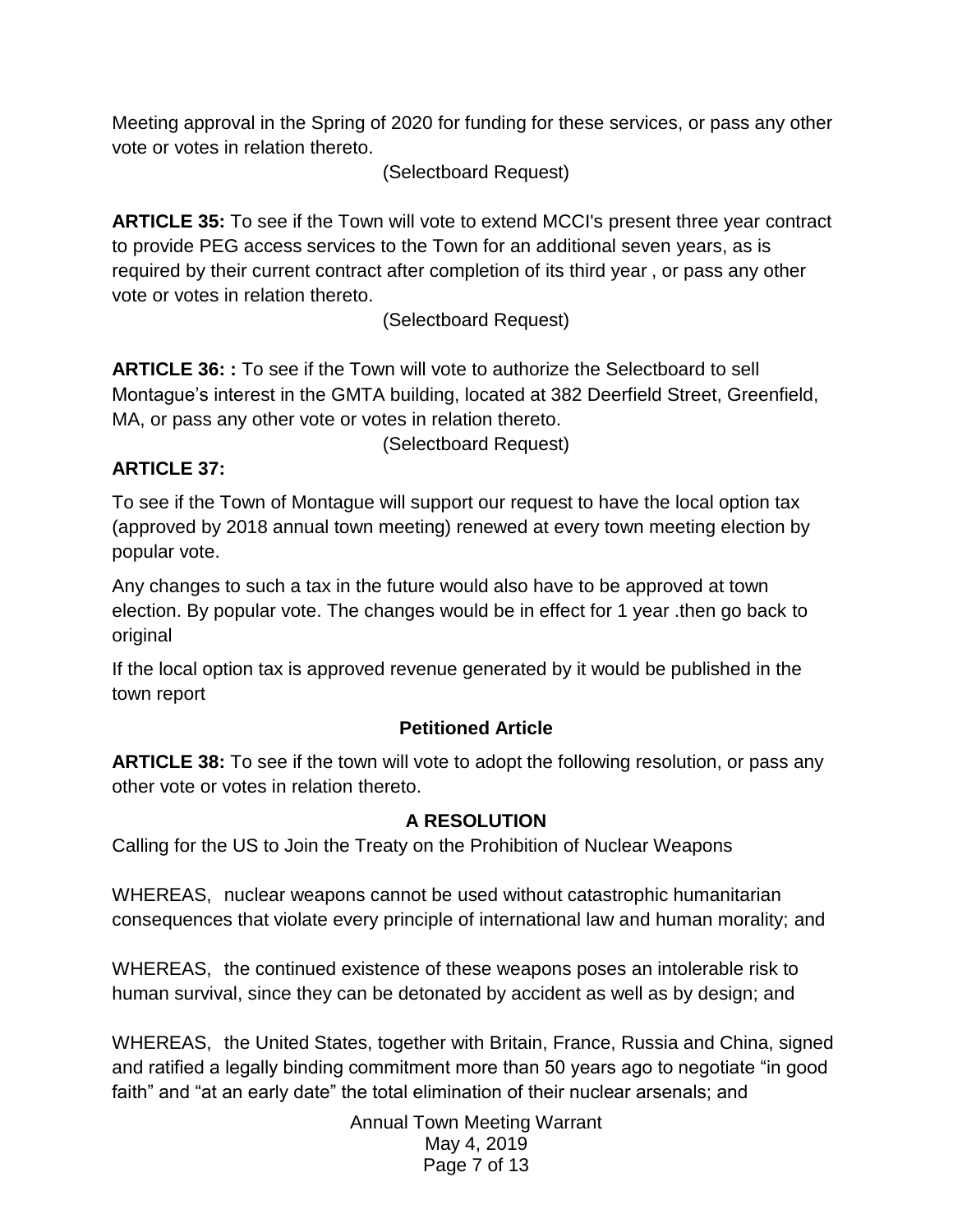Meeting approval in the Spring of 2020 for funding for these services, or pass any other vote or votes in relation thereto.

(Selectboard Request)

**ARTICLE 35:** To see if the Town will vote to extend MCCI's present three year contract to provide PEG access services to the Town for an additional seven years, as is required by their current contract after completion of its third year , or pass any other vote or votes in relation thereto.

(Selectboard Request)

**ARTICLE 36: :** To see if the Town will vote to authorize the Selectboard to sell Montague's interest in the GMTA building, located at 382 Deerfield Street, Greenfield, MA, or pass any other vote or votes in relation thereto.

(Selectboard Request)

**ARTICLE 37:**

To see if the Town of Montague will support our request to have the local option tax (approved by 2018 annual town meeting) renewed at every town meeting election by popular vote.

Any changes to such a tax in the future would also have to be approved at town election. By popular vote. The changes would be in effect for 1 year .then go back to original

If the local option tax is approved revenue generated by it would be published in the town report

**Petitioned Article**

**ARTICLE 38:** To see if the town will vote to adopt the following resolution, or pass any other vote or votes in relation thereto.

**A RESOLUTION**

Calling for the US to Join the Treaty on the Prohibition of Nuclear Weapons

WHEREAS, nuclear weapons cannot be used without catastrophic humanitarian consequences that violate every principle of international law and human morality; and

WHEREAS, the continued existence of these weapons poses an intolerable risk to human survival, since they can be detonated by accident as well as by design; and

WHEREAS, the United States, together with Britain, France, Russia and China, signed and ratified a legally binding commitment more than 50 years ago to negotiate "in good faith" and "at an early date" the total elimination of their nuclear arsenals; and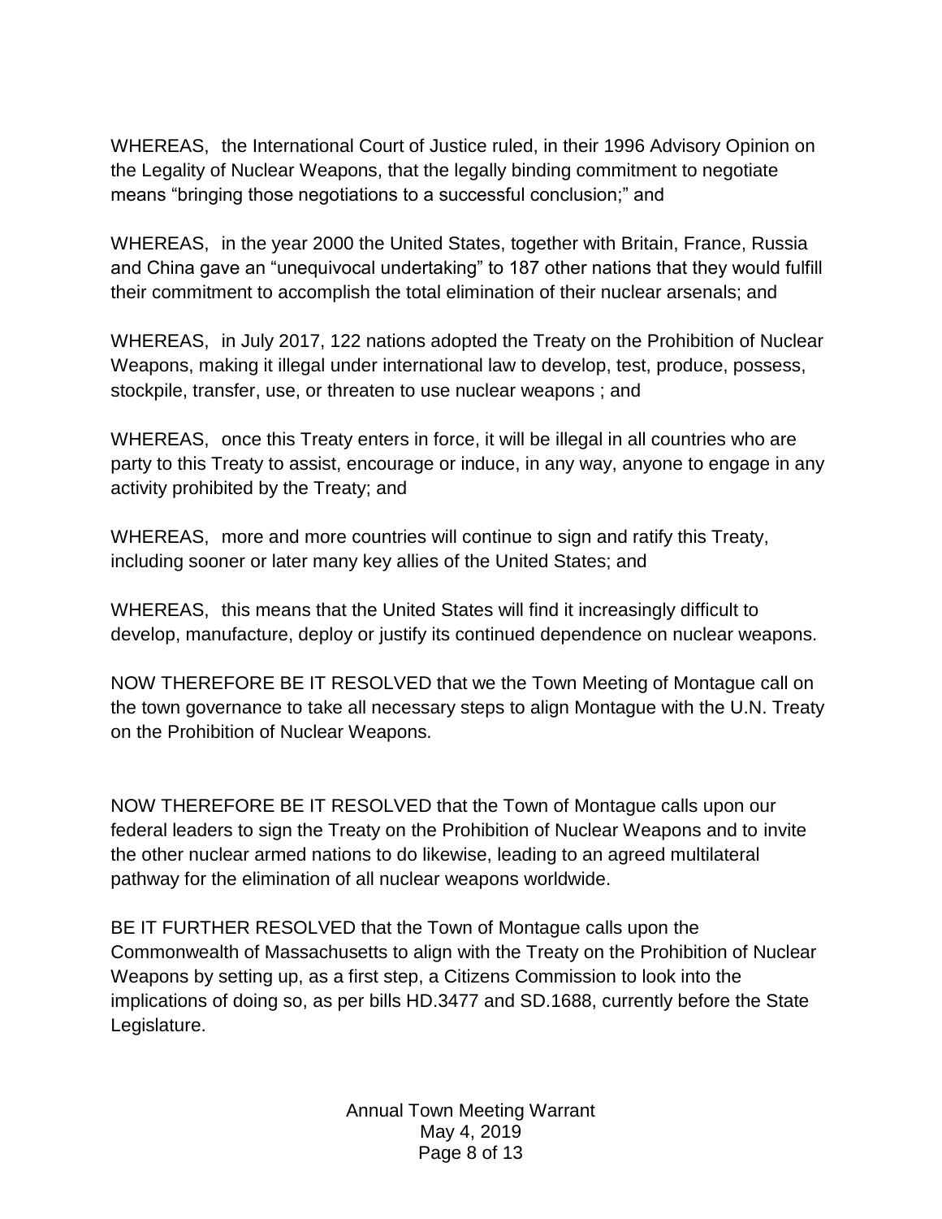WHEREAS, the International Court of Justice ruled, in their 1996 Advisory Opinion on the Legality of Nuclear Weapons, that the legally binding commitment to negotiate means "bringing those negotiations to a successful conclusion;" and

WHEREAS, in the year 2000 the United States, together with Britain, France, Russia and China gave an "unequivocal undertaking" to 187 other nations that they would fulfill their commitment to accomplish the total elimination of their nuclear arsenals; and

WHEREAS, in July 2017, 122 nations adopted the Treaty on the Prohibition of Nuclear Weapons, making it illegal under international law to develop, test, produce, possess, stockpile, transfer, use, or threaten to use nuclear weapons ; and

WHEREAS, once this Treaty enters in force, it will be illegal in all countries who are party to this Treaty to assist, encourage or induce, in any way, anyone to engage in any activity prohibited by the Treaty; and

WHEREAS, more and more countries will continue to sign and ratify this Treaty, including sooner or later many key allies of the United States; and

WHEREAS, this means that the United States will find it increasingly difficult to develop, manufacture, deploy or justify its continued dependence on nuclear weapons.

NOW THEREFORE BE IT RESOLVED that we the Town Meeting of Montague call on the town governance to take all necessary steps to align Montague with the U.N. Treaty on the Prohibition of Nuclear Weapons.

NOW THEREFORE BE IT RESOLVED that the Town of Montague calls upon our federal leaders to sign the Treaty on the Prohibition of Nuclear Weapons and to invite the other nuclear armed nations to do likewise, leading to an agreed multilateral pathway for the elimination of all nuclear weapons worldwide.

BE IT FURTHER RESOLVED that the Town of Montague calls upon the Commonwealth of Massachusetts to align with the Treaty on the Prohibition of Nuclear Weapons by setting up, as a first step, a Citizens Commission to look into the implications of doing so, as per bills HD.3477 and SD.1688, currently before the State Legislature.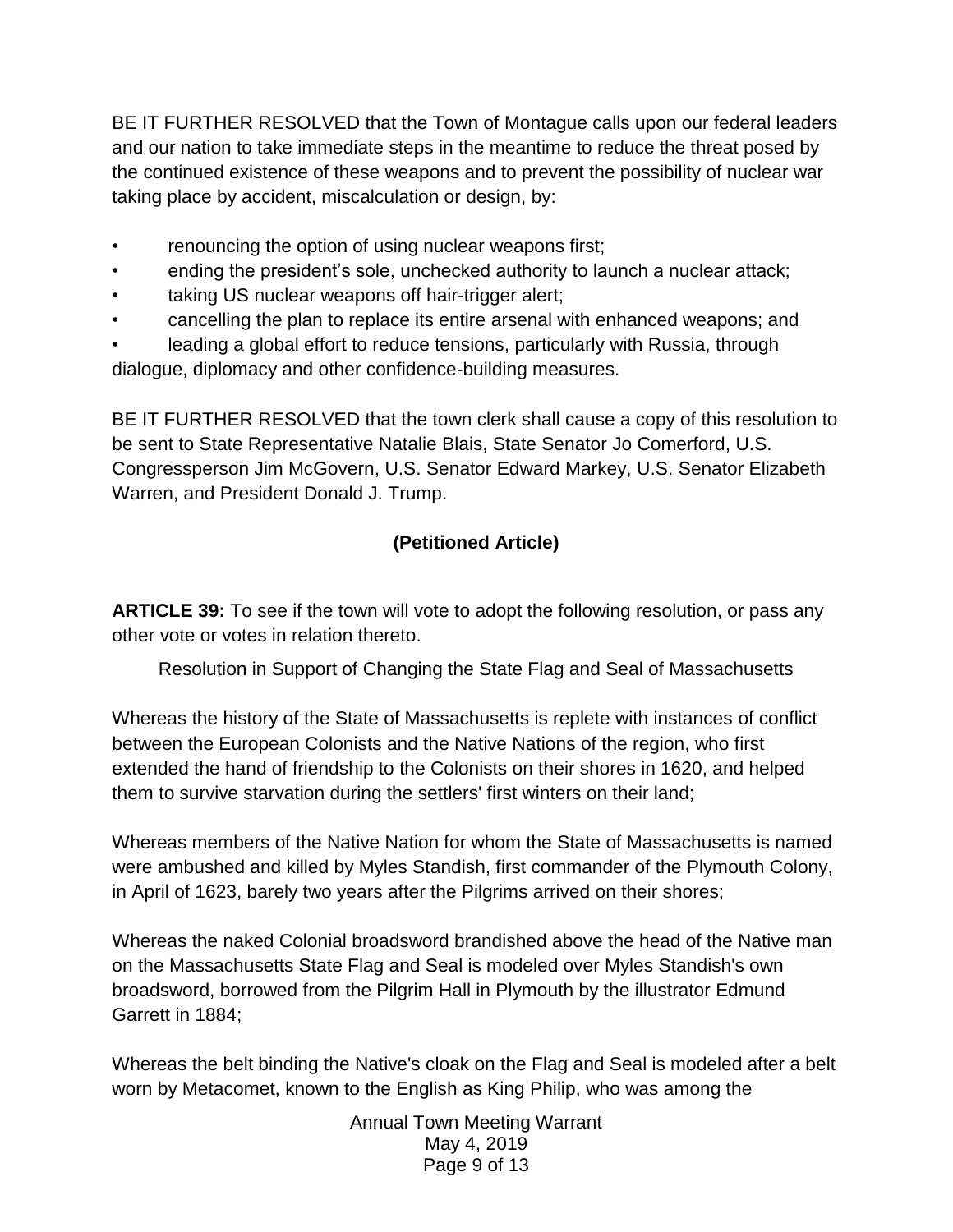BE IT FURTHER RESOLVED that the Town of Montague calls upon our federal leaders and our nation to take immediate steps in the meantime to reduce the threat posed by the continued existence of these weapons and to prevent the possibility of nuclear war taking place by accident, miscalculation or design, by:

- renouncing the option of using nuclear weapons first;
- ending the president's sole, unchecked authority to launch a nuclear attack;
- taking US nuclear weapons off hair-trigger alert;
- cancelling the plan to replace its entire arsenal with enhanced weapons; and
- leading a global effort to reduce tensions, particularly with Russia, through dialogue, diplomacy and other confidence-building measures.

BE IT FURTHER RESOLVED that the town clerk shall cause a copy of this resolution to be sent to State Representative Natalie Blais, State Senator Jo Comerford, U.S. Congressperson Jim McGovern, U.S. Senator Edward Markey, U.S. Senator Elizabeth Warren, and President Donald J. Trump.

**(Petitioned Article)**

**ARTICLE 39:** To see if the town will vote to adopt the following resolution, or pass any other vote or votes in relation thereto.

Resolution in Support of Changing the State Flag and Seal of Massachusetts

Whereas the history of the State of Massachusetts is replete with instances of conflict between the European Colonists and the Native Nations of the region, who first extended the hand of friendship to the Colonists on their shores in 1620, and helped them to survive starvation during the settlers' first winters on their land;

Whereas members of the Native Nation for whom the State of Massachusetts is named were ambushed and killed by Myles Standish, first commander of the Plymouth Colony, in April of 1623, barely two years after the Pilgrims arrived on their shores;

Whereas the naked Colonial broadsword brandished above the head of the Native man on the Massachusetts State Flag and Seal is modeled over Myles Standish's own broadsword, borrowed from the Pilgrim Hall in Plymouth by the illustrator Edmund Garrett in 1884;

Whereas the belt binding the Native's cloak on the Flag and Seal is modeled after a belt worn by Metacomet, known to the English as King Philip, who was among the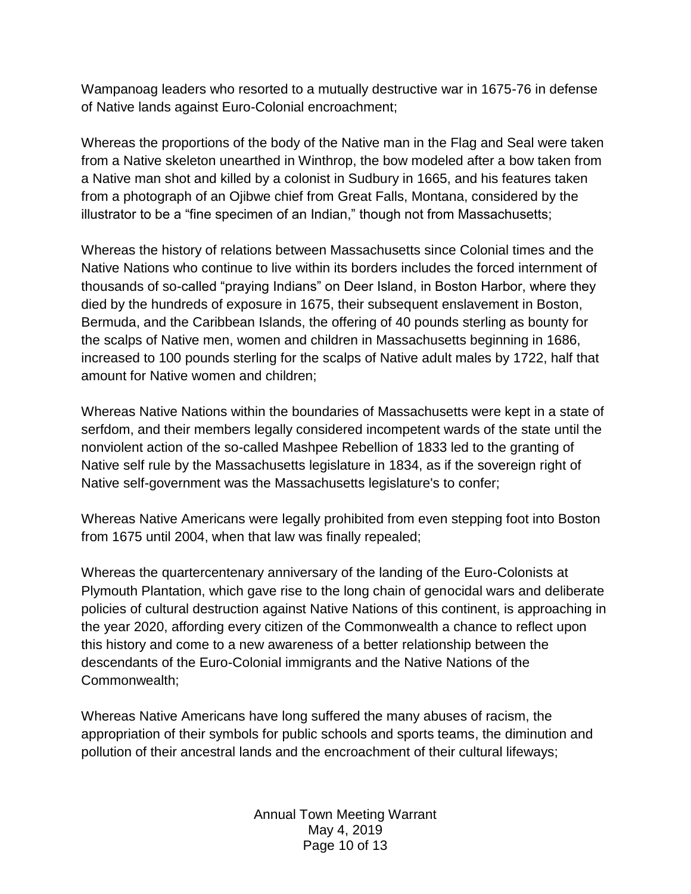Wampanoag leaders who resorted to a mutually destructive war in 1675-76 in defense of Native lands against Euro-Colonial encroachment;

Whereas the proportions of the body of the Native man in the Flag and Seal were taken from a Native skeleton unearthed in Winthrop, the bow modeled after a bow taken from a Native man shot and killed by a colonist in Sudbury in 1665, and his features taken from a photograph of an Ojibwe chief from Great Falls, Montana, considered by the illustrator to be a "fine specimen of an Indian," though not from Massachusetts;

Whereas the history of relations between Massachusetts since Colonial times and the Native Nations who continue to live within its borders includes the forced internment of thousands of so-called "praying Indians" on Deer Island, in Boston Harbor, where they died by the hundreds of exposure in 1675, their subsequent enslavement in Boston, Bermuda, and the Caribbean Islands, the offering of 40 pounds sterling as bounty for the scalps of Native men, women and children in Massachusetts beginning in 1686, increased to 100 pounds sterling for the scalps of Native adult males by 1722, half that amount for Native women and children;

Whereas Native Nations within the boundaries of Massachusetts were kept in a state of serfdom, and their members legally considered incompetent wards of the state until the nonviolent action of the so-called Mashpee Rebellion of 1833 led to the granting of Native self rule by the Massachusetts legislature in 1834, as if the sovereign right of Native self-government was the Massachusetts legislature's to confer;

Whereas Native Americans were legally prohibited from even stepping foot into Boston from 1675 until 2004, when that law was finally repealed;

Whereas the quartercentenary anniversary of the landing of the Euro-Colonists at Plymouth Plantation, which gave rise to the long chain of genocidal wars and deliberate policies of cultural destruction against Native Nations of this continent, is approaching in the year 2020, affording every citizen of the Commonwealth a chance to reflect upon this history and come to a new awareness of a better relationship between the descendants of the Euro-Colonial immigrants and the Native Nations of the Commonwealth;

Whereas Native Americans have long suffered the many abuses of racism, the appropriation of their symbols for public schools and sports teams, the diminution and pollution of their ancestral lands and the encroachment of their cultural lifeways;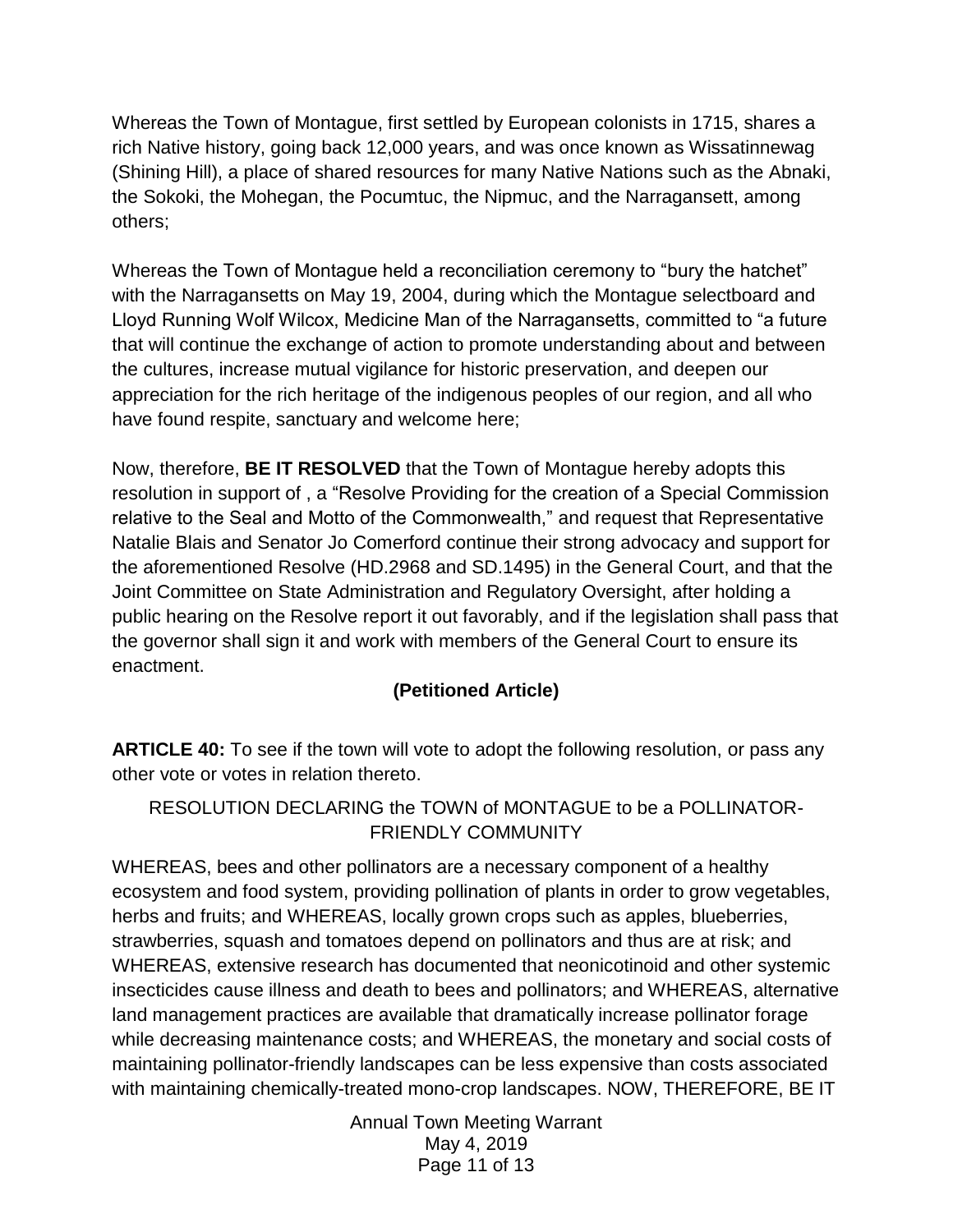Whereas the Town of Montague, first settled by European colonists in 1715, shares a rich Native history, going back 12,000 years, and was once known as Wissatinnewag (Shining Hill), a place of shared resources for many Native Nations such as the Abnaki, the Sokoki, the Mohegan, the Pocumtuc, the Nipmuc, and the Narragansett, among others;

Whereas the Town of Montague held a reconciliation ceremony to "bury the hatchet" with the Narragansetts on May 19, 2004, during which the Montague selectboard and Lloyd Running Wolf Wilcox, Medicine Man of the Narragansetts, committed to "a future that will continue the exchange of action to promote understanding about and between the cultures, increase mutual vigilance for historic preservation, and deepen our appreciation for the rich heritage of the indigenous peoples of our region, and all who have found respite, sanctuary and welcome here;

Now, therefore, **BE IT RESOLVED** that the Town of Montague hereby adopts this resolution in support of , a "Resolve Providing for the creation of a Special Commission relative to the Seal and Motto of the Commonwealth," and request that Representative Natalie Blais and Senator Jo Comerford continue their strong advocacy and support for the aforementioned Resolve (HD.2968 and SD.1495) in the General Court, and that the Joint Committee on State Administration and Regulatory Oversight, after holding a public hearing on the Resolve report it out favorably, and if the legislation shall pass that the governor shall sign it and work with members of the General Court to ensure its enactment.

**(Petitioned Article)**

**ARTICLE 40:** To see if the town will vote to adopt the following resolution, or pass any other vote or votes in relation thereto.

RESOLUTION DECLARING the TOWN of MONTAGUE to be a POLLINATOR-FRIENDLY COMMUNITY

WHEREAS, bees and other pollinators are a necessary component of a healthy ecosystem and food system, providing pollination of plants in order to grow vegetables, herbs and fruits; and WHEREAS, locally grown crops such as apples, blueberries, strawberries, squash and tomatoes depend on pollinators and thus are at risk; and WHEREAS, extensive research has documented that neonicotinoid and other systemic insecticides cause illness and death to bees and pollinators; and WHEREAS, alternative land management practices are available that dramatically increase pollinator forage while decreasing maintenance costs; and WHEREAS, the monetary and social costs of maintaining pollinator-friendly landscapes can be less expensive than costs associated with maintaining chemically-treated mono-crop landscapes. NOW, THEREFORE, BE IT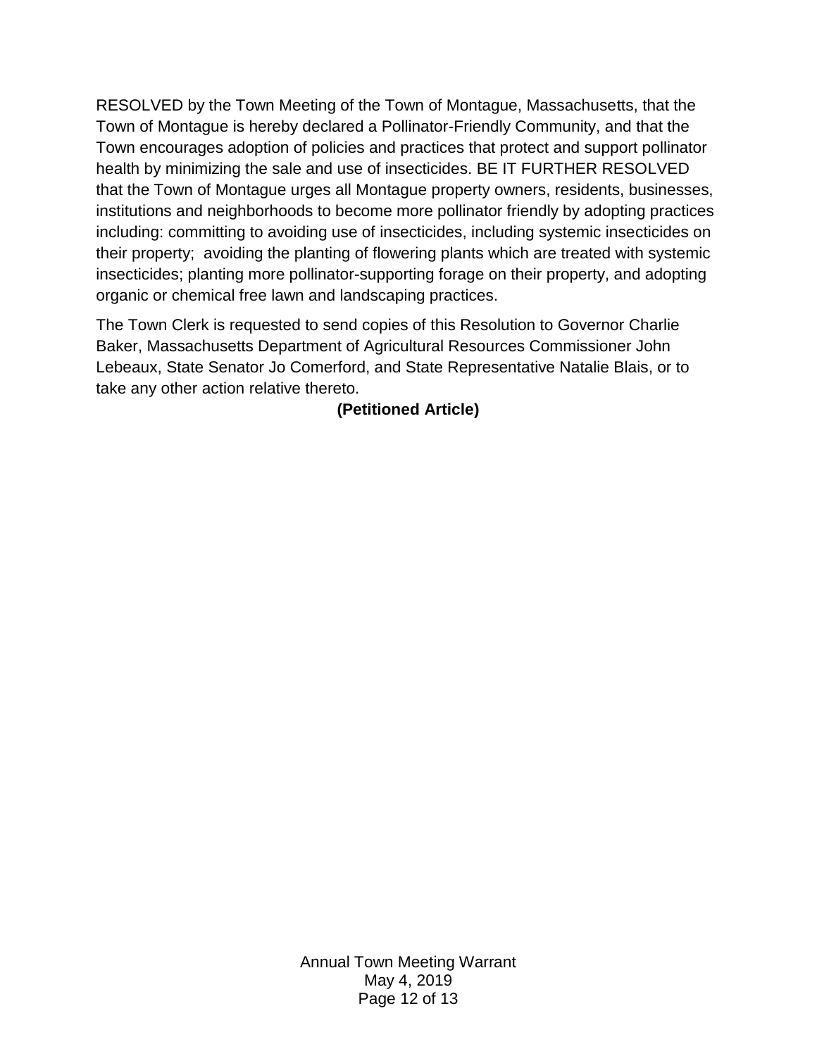RESOLVED by the Town Meeting of the Town of Montague, Massachusetts, that the Town of Montague is hereby declared a Pollinator-Friendly Community, and that the Town encourages adoption of policies and practices that protect and support pollinator health by minimizing the sale and use of insecticides. BE IT FURTHER RESOLVED that the Town of Montague urges all Montague property owners, residents, businesses, institutions and neighborhoods to become more pollinator friendly by adopting practices including: committing to avoiding use of insecticides, including systemic insecticides on their property; avoiding the planting of flowering plants which are treated with systemic insecticides; planting more pollinator-supporting forage on their property, and adopting organic or chemical free lawn and landscaping practices.

The Town Clerk is requested to send copies of this Resolution to Governor Charlie Baker, Massachusetts Department of Agricultural Resources Commissioner John Lebeaux, State Senator Jo Comerford, and State Representative Natalie Blais, or to take any other action relative thereto.

**(Petitioned Article)**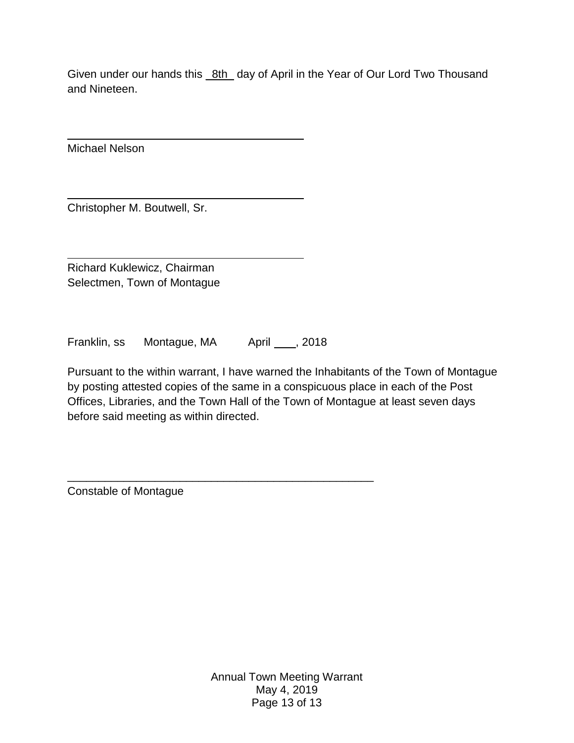Given under our hands this 8th day of April in the Year of Our Lord Two Thousand and Nineteen.

\_\_\_\_\_\_\_\_\_\_\_\_\_\_\_\_\_\_\_\_\_\_\_\_\_\_\_\_\_\_\_\_\_\_\_\_\_\_\_\_

Michael Nelson

\_\_\_\_\_\_\_\_\_\_\_\_\_\_\_\_\_\_\_\_\_\_\_\_\_\_\_\_\_\_\_\_\_\_\_\_\_\_\_\_

Christopher M. Boutwell, Sr.

\_\_\_\_\_\_\_\_\_\_\_\_\_\_\_\_\_\_\_\_\_\_\_\_\_\_\_\_\_\_\_\_\_\_\_\_\_\_\_\_

Richard Kuklewicz, Chairman
Selectmen, Town of Montague

Franklin, ss Montague, MA April \_\_\_\_, 2018

Pursuant to the within warrant, I have warned the Inhabitants of the Town of Montague by posting attested copies of the same in a conspicuous place in each of the Post Offices, Libraries, and the Town Hall of the Town of Montague at least seven days before said meeting as within directed.

\_\_\_\_\_\_\_\_\_\_\_\_\_\_\_\_\_\_\_\_\_\_\_\_\_\_\_\_\_\_\_\_\_\_\_\_\_\_\_\_\_\_\_\_\_\_\_\_\_\_

Constable of Montague